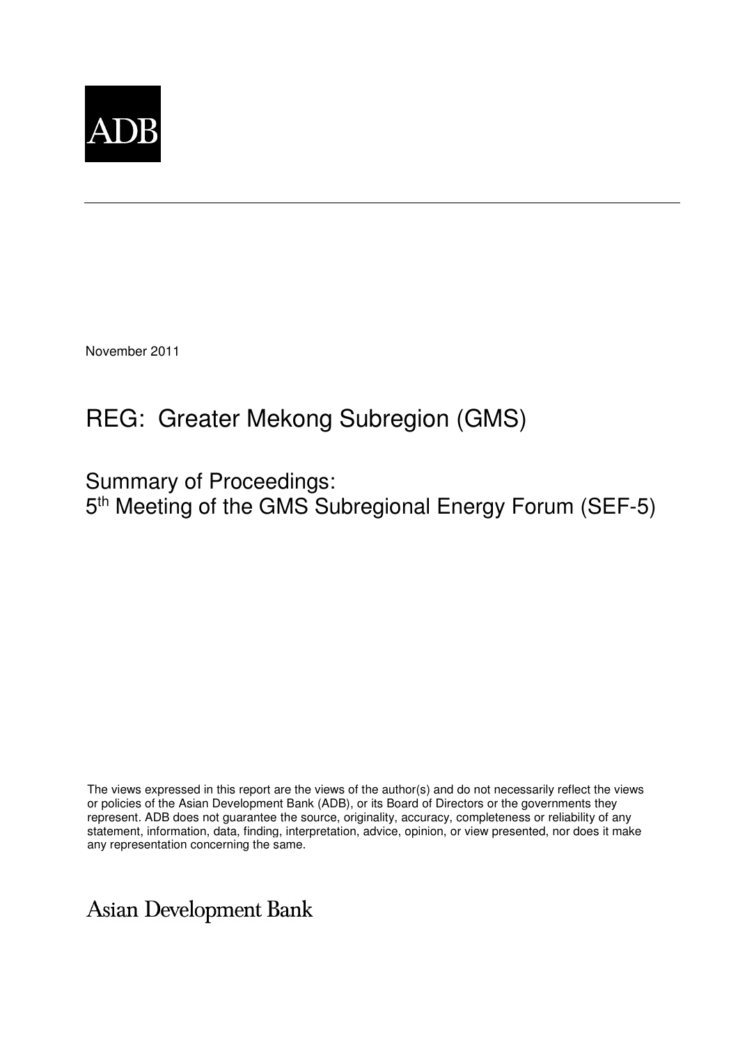ADB

November 2011

# REG: Greater Mekong Subregion (GMS)

## Summary of Proceedings: 5th Meeting of the GMS Subregional Energy Forum (SEF-5)

The views expressed in this report are the views of the author(s) and do not necessarily reflect the views or policies of the Asian Development Bank (ADB), or its Board of Directors or the governments they represent. ADB does not guarantee the source, originality, accuracy, completeness or reliability of any statement, information, data, finding, interpretation, advice, opinion, or view presented, nor does it make any representation concerning the same.

Asian Development Bank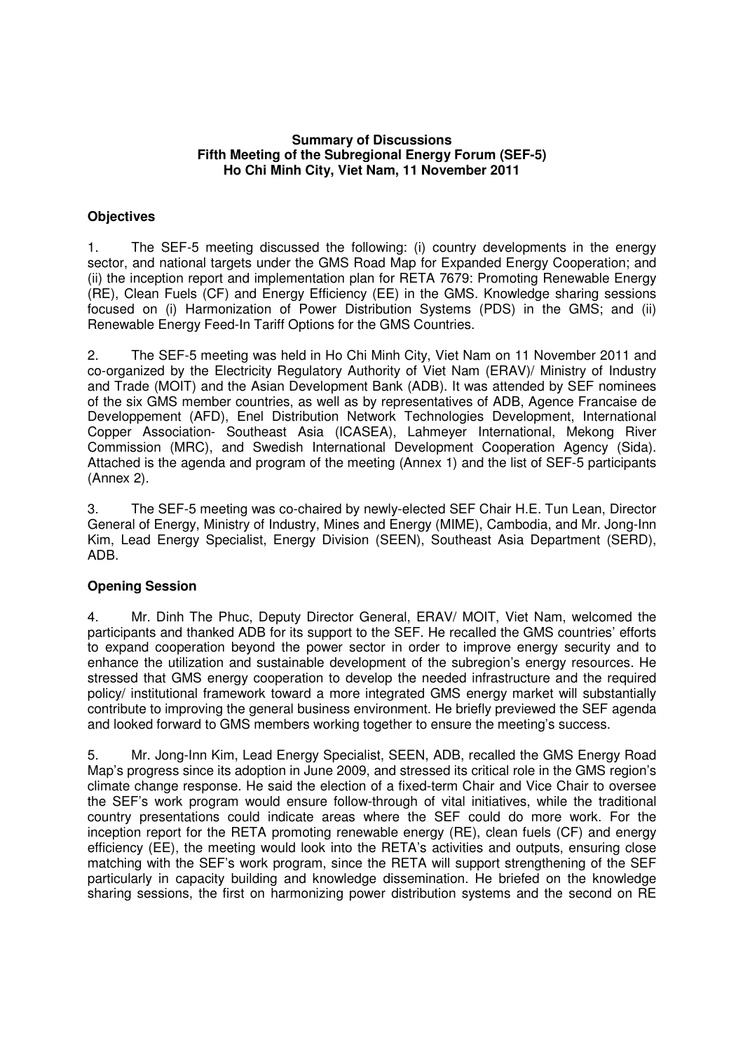**Summary of Discussions**
**Fifth Meeting of the Subregional Energy Forum (SEF-5)**
**Ho Chi Minh City, Viet Nam, 11 November 2011**

## Objectives

1. The SEF-5 meeting discussed the following: (i) country developments in the energy sector, and national targets under the GMS Road Map for Expanded Energy Cooperation; and (ii) the inception report and implementation plan for RETA 7679: Promoting Renewable Energy (RE), Clean Fuels (CF) and Energy Efficiency (EE) in the GMS. Knowledge sharing sessions focused on (i) Harmonization of Power Distribution Systems (PDS) in the GMS; and (ii) Renewable Energy Feed-In Tariff Options for the GMS Countries.

2. The SEF-5 meeting was held in Ho Chi Minh City, Viet Nam on 11 November 2011 and co-organized by the Electricity Regulatory Authority of Viet Nam (ERAV)/ Ministry of Industry and Trade (MOIT) and the Asian Development Bank (ADB). It was attended by SEF nominees of the six GMS member countries, as well as by representatives of ADB, Agence Francaise de Developpement (AFD), Enel Distribution Network Technologies Development, International Copper Association- Southeast Asia (ICASEA), Lahmeyer International, Mekong River Commission (MRC), and Swedish International Development Cooperation Agency (Sida). Attached is the agenda and program of the meeting (Annex 1) and the list of SEF-5 participants (Annex 2).

3. The SEF-5 meeting was co-chaired by newly-elected SEF Chair H.E. Tun Lean, Director General of Energy, Ministry of Industry, Mines and Energy (MIME), Cambodia, and Mr. Jong-Inn Kim, Lead Energy Specialist, Energy Division (SEEN), Southeast Asia Department (SERD), ADB.

## Opening Session

4. Mr. Dinh The Phuc, Deputy Director General, ERAV/ MOIT, Viet Nam, welcomed the participants and thanked ADB for its support to the SEF. He recalled the GMS countries' efforts to expand cooperation beyond the power sector in order to improve energy security and to enhance the utilization and sustainable development of the subregion's energy resources. He stressed that GMS energy cooperation to develop the needed infrastructure and the required policy/ institutional framework toward a more integrated GMS energy market will substantially contribute to improving the general business environment. He briefly previewed the SEF agenda and looked forward to GMS members working together to ensure the meeting's success.

5. Mr. Jong-Inn Kim, Lead Energy Specialist, SEEN, ADB, recalled the GMS Energy Road Map's progress since its adoption in June 2009, and stressed its critical role in the GMS region's climate change response. He said the election of a fixed-term Chair and Vice Chair to oversee the SEF's work program would ensure follow-through of vital initiatives, while the traditional country presentations could indicate areas where the SEF could do more work. For the inception report for the RETA promoting renewable energy (RE), clean fuels (CF) and energy efficiency (EE), the meeting would look into the RETA's activities and outputs, ensuring close matching with the SEF's work program, since the RETA will support strengthening of the SEF particularly in capacity building and knowledge dissemination. He briefed on the knowledge sharing sessions, the first on harmonizing power distribution systems and the second on RE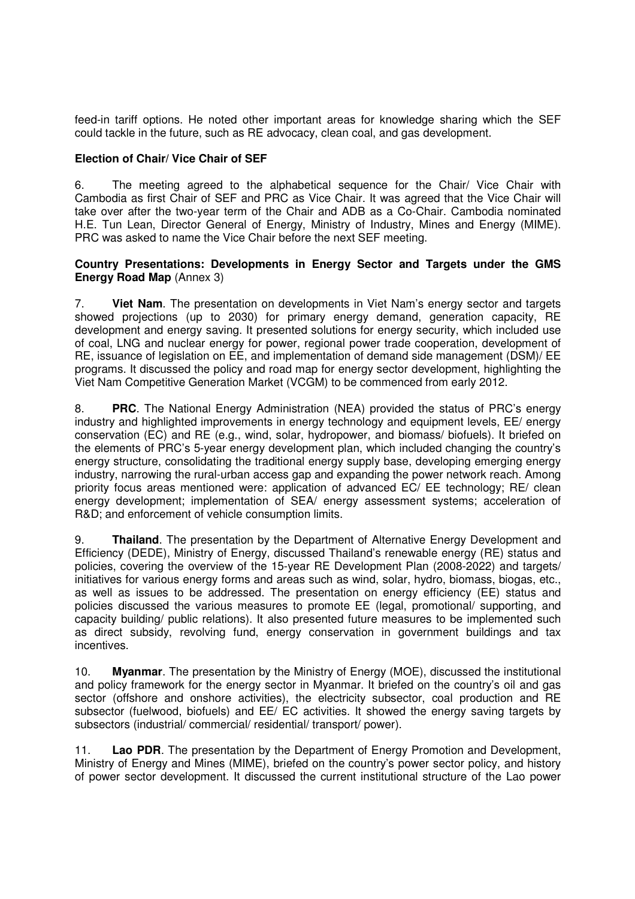feed-in tariff options. He noted other important areas for knowledge sharing which the SEF could tackle in the future, such as RE advocacy, clean coal, and gas development.

**Election of Chair/ Vice Chair of SEF**

6. The meeting agreed to the alphabetical sequence for the Chair/ Vice Chair with Cambodia as first Chair of SEF and PRC as Vice Chair. It was agreed that the Vice Chair will take over after the two-year term of the Chair and ADB as a Co-Chair. Cambodia nominated H.E. Tun Lean, Director General of Energy, Ministry of Industry, Mines and Energy (MIME). PRC was asked to name the Vice Chair before the next SEF meeting.

**Country Presentations: Developments in Energy Sector and Targets under the GMS Energy Road Map** (Annex 3)

7. **Viet Nam**. The presentation on developments in Viet Nam's energy sector and targets showed projections (up to 2030) for primary energy demand, generation capacity, RE development and energy saving. It presented solutions for energy security, which included use of coal, LNG and nuclear energy for power, regional power trade cooperation, development of RE, issuance of legislation on EE, and implementation of demand side management (DSM)/ EE programs. It discussed the policy and road map for energy sector development, highlighting the Viet Nam Competitive Generation Market (VCGM) to be commenced from early 2012.

8. **PRC**. The National Energy Administration (NEA) provided the status of PRC's energy industry and highlighted improvements in energy technology and equipment levels, EE/ energy conservation (EC) and RE (e.g., wind, solar, hydropower, and biomass/ biofuels). It briefed on the elements of PRC's 5-year energy development plan, which included changing the country's energy structure, consolidating the traditional energy supply base, developing emerging energy industry, narrowing the rural-urban access gap and expanding the power network reach. Among priority focus areas mentioned were: application of advanced EC/ EE technology; RE/ clean energy development; implementation of SEA/ energy assessment systems; acceleration of R&D; and enforcement of vehicle consumption limits.

9. **Thailand**. The presentation by the Department of Alternative Energy Development and Efficiency (DEDE), Ministry of Energy, discussed Thailand's renewable energy (RE) status and policies, covering the overview of the 15-year RE Development Plan (2008-2022) and targets/ initiatives for various energy forms and areas such as wind, solar, hydro, biomass, biogas, etc., as well as issues to be addressed. The presentation on energy efficiency (EE) status and policies discussed the various measures to promote EE (legal, promotional/ supporting, and capacity building/ public relations). It also presented future measures to be implemented such as direct subsidy, revolving fund, energy conservation in government buildings and tax incentives.

10. **Myanmar**. The presentation by the Ministry of Energy (MOE), discussed the institutional and policy framework for the energy sector in Myanmar. It briefed on the country's oil and gas sector (offshore and onshore activities), the electricity subsector, coal production and RE subsector (fuelwood, biofuels) and EE/ EC activities. It showed the energy saving targets by subsectors (industrial/ commercial/ residential/ transport/ power).

11. **Lao PDR**. The presentation by the Department of Energy Promotion and Development, Ministry of Energy and Mines (MIME), briefed on the country's power sector policy, and history of power sector development. It discussed the current institutional structure of the Lao power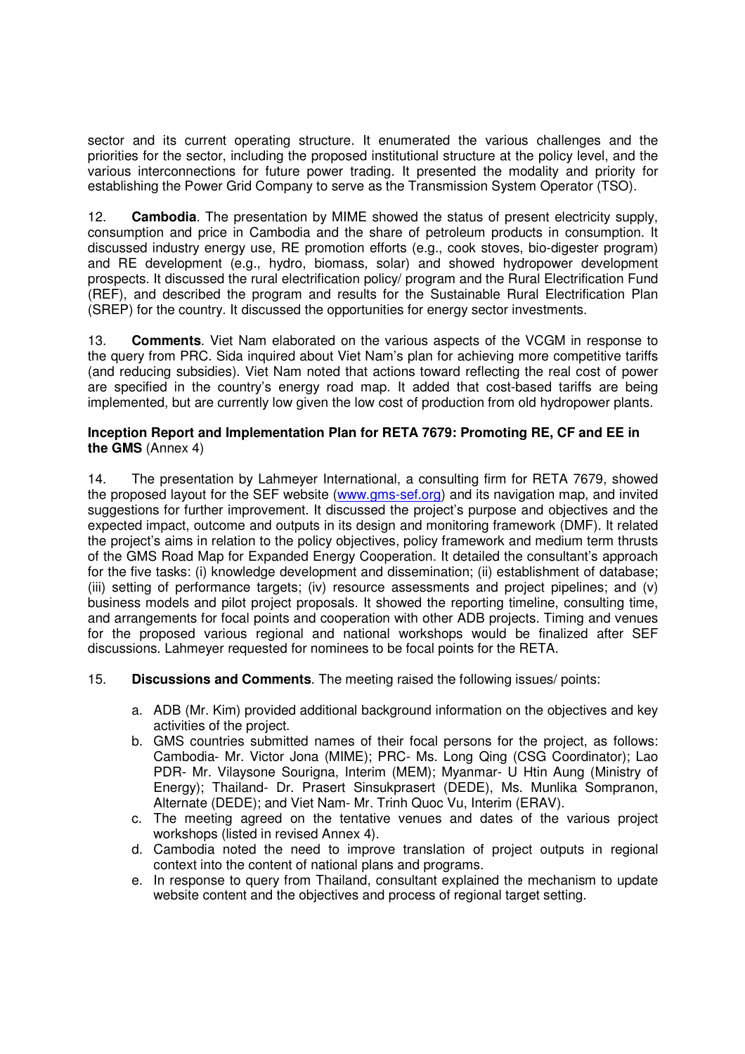sector and its current operating structure. It enumerated the various challenges and the priorities for the sector, including the proposed institutional structure at the policy level, and the various interconnections for future power trading. It presented the modality and priority for establishing the Power Grid Company to serve as the Transmission System Operator (TSO).

12. **Cambodia**. The presentation by MIME showed the status of present electricity supply, consumption and price in Cambodia and the share of petroleum products in consumption. It discussed industry energy use, RE promotion efforts (e.g., cook stoves, bio-digester program) and RE development (e.g., hydro, biomass, solar) and showed hydropower development prospects. It discussed the rural electrification policy/ program and the Rural Electrification Fund (REF), and described the program and results for the Sustainable Rural Electrification Plan (SREP) for the country. It discussed the opportunities for energy sector investments.

13. **Comments**. Viet Nam elaborated on the various aspects of the VCGM in response to the query from PRC. Sida inquired about Viet Nam's plan for achieving more competitive tariffs (and reducing subsidies). Viet Nam noted that actions toward reflecting the real cost of power are specified in the country's energy road map. It added that cost-based tariffs are being implemented, but are currently low given the low cost of production from old hydropower plants.

**Inception Report and Implementation Plan for RETA 7679: Promoting RE, CF and EE in the GMS** (Annex 4)

14. The presentation by Lahmeyer International, a consulting firm for RETA 7679, showed the proposed layout for the SEF website (www.gms-sef.org) and its navigation map, and invited suggestions for further improvement. It discussed the project's purpose and objectives and the expected impact, outcome and outputs in its design and monitoring framework (DMF). It related the project's aims in relation to the policy objectives, policy framework and medium term thrusts of the GMS Road Map for Expanded Energy Cooperation. It detailed the consultant's approach for the five tasks: (i) knowledge development and dissemination; (ii) establishment of database; (iii) setting of performance targets; (iv) resource assessments and project pipelines; and (v) business models and pilot project proposals. It showed the reporting timeline, consulting time, and arrangements for focal points and cooperation with other ADB projects. Timing and venues for the proposed various regional and national workshops would be finalized after SEF discussions. Lahmeyer requested for nominees to be focal points for the RETA.

15. **Discussions and Comments**. The meeting raised the following issues/ points:

a. ADB (Mr. Kim) provided additional background information on the objectives and key activities of the project.
b. GMS countries submitted names of their focal persons for the project, as follows: Cambodia- Mr. Victor Jona (MIME); PRC- Ms. Long Qing (CSG Coordinator); Lao PDR- Mr. Vilaysone Sourigna, Interim (MEM); Myanmar- U Htin Aung (Ministry of Energy); Thailand- Dr. Prasert Sinsukprasert (DEDE), Ms. Munlika Sompranon, Alternate (DEDE); and Viet Nam- Mr. Trinh Quoc Vu, Interim (ERAV).
c. The meeting agreed on the tentative venues and dates of the various project workshops (listed in revised Annex 4).
d. Cambodia noted the need to improve translation of project outputs in regional context into the content of national plans and programs.
e. In response to query from Thailand, consultant explained the mechanism to update website content and the objectives and process of regional target setting.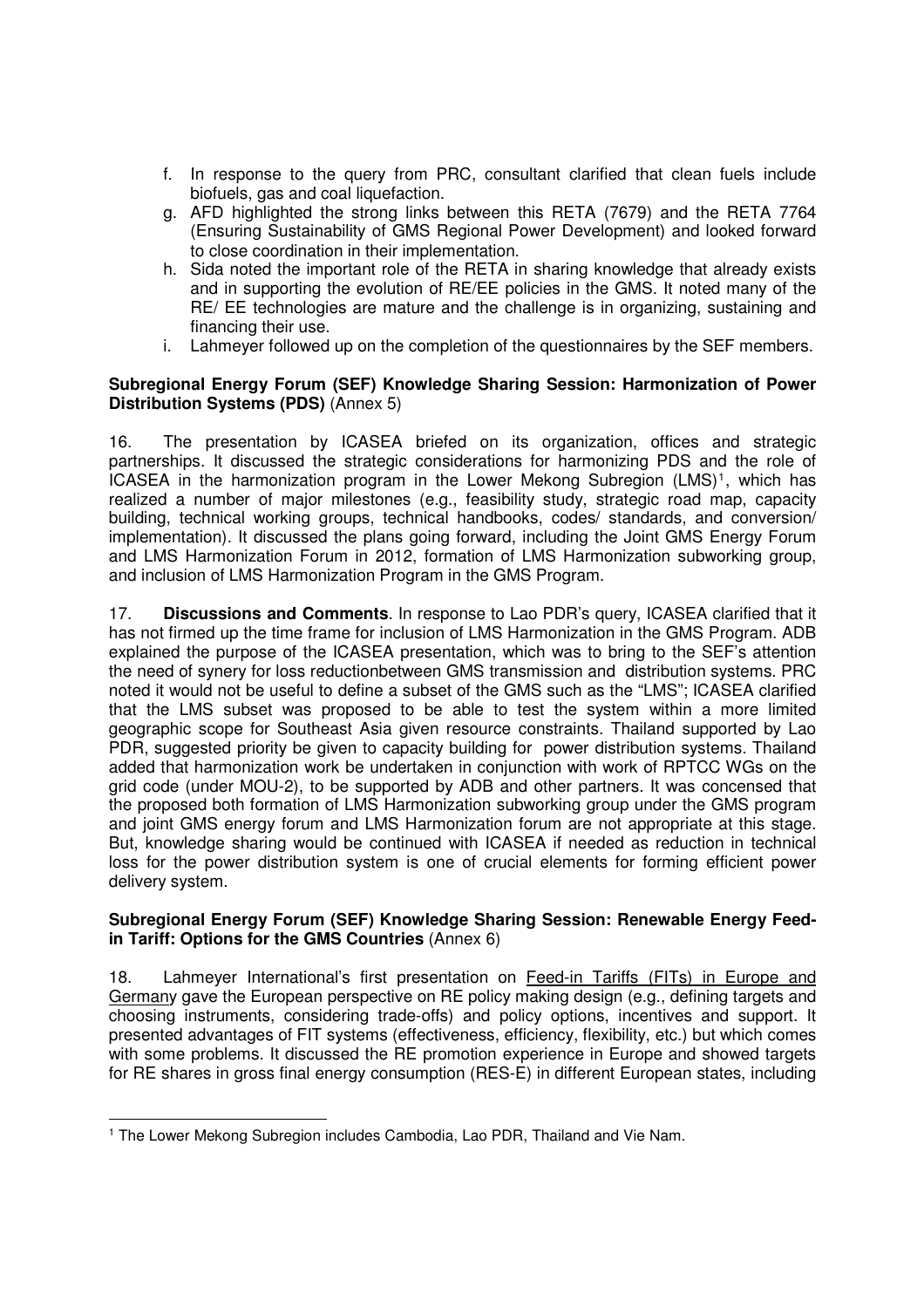f. In response to the query from PRC, consultant clarified that clean fuels include biofuels, gas and coal liquefaction.
g. AFD highlighted the strong links between this RETA (7679) and the RETA 7764 (Ensuring Sustainability of GMS Regional Power Development) and looked forward to close coordination in their implementation.
h. Sida noted the important role of the RETA in sharing knowledge that already exists and in supporting the evolution of RE/EE policies in the GMS. It noted many of the RE/ EE technologies are mature and the challenge is in organizing, sustaining and financing their use.
i. Lahmeyer followed up on the completion of the questionnaires by the SEF members.

**Subregional Energy Forum (SEF) Knowledge Sharing Session: Harmonization of Power Distribution Systems (PDS)** (Annex 5)

16. The presentation by ICASEA briefed on its organization, offices and strategic partnerships. It discussed the strategic considerations for harmonizing PDS and the role of ICASEA in the harmonization program in the Lower Mekong Subregion (LMS)[1], which has realized a number of major milestones (e.g., feasibility study, strategic road map, capacity building, technical working groups, technical handbooks, codes/ standards, and conversion/ implementation). It discussed the plans going forward, including the Joint GMS Energy Forum and LMS Harmonization Forum in 2012, formation of LMS Harmonization subworking group, and inclusion of LMS Harmonization Program in the GMS Program.

17. **Discussions and Comments**. In response to Lao PDR's query, ICASEA clarified that it has not firmed up the time frame for inclusion of LMS Harmonization in the GMS Program. ADB explained the purpose of the ICASEA presentation, which was to bring to the SEF's attention the need of synery for loss reductionbetween GMS transmission and distribution systems. PRC noted it would not be useful to define a subset of the GMS such as the "LMS"; ICASEA clarified that the LMS subset was proposed to be able to test the system within a more limited geographic scope for Southeast Asia given resource constraints. Thailand supported by Lao PDR, suggested priority be given to capacity building for power distribution systems. Thailand added that harmonization work be undertaken in conjunction with work of RPTCC WGs on the grid code (under MOU-2), to be supported by ADB and other partners. It was concensed that the proposed both formation of LMS Harmonization subworking group under the GMS program and joint GMS energy forum and LMS Harmonization forum are not appropriate at this stage. But, knowledge sharing would be continued with ICASEA if needed as reduction in technical loss for the power distribution system is one of crucial elements for forming efficient power delivery system.

**Subregional Energy Forum (SEF) Knowledge Sharing Session: Renewable Energy Feed-in Tariff: Options for the GMS Countries** (Annex 6)

18. Lahmeyer International's first presentation on Feed-in Tariffs (FITs) in Europe and Germany gave the European perspective on RE policy making design (e.g., defining targets and choosing instruments, considering trade-offs) and policy options, incentives and support. It presented advantages of FIT systems (effectiveness, efficiency, flexibility, etc.) but which comes with some problems. It discussed the RE promotion experience in Europe and showed targets for RE shares in gross final energy consumption (RES-E) in different European states, including

[1] The Lower Mekong Subregion includes Cambodia, Lao PDR, Thailand and Vie Nam.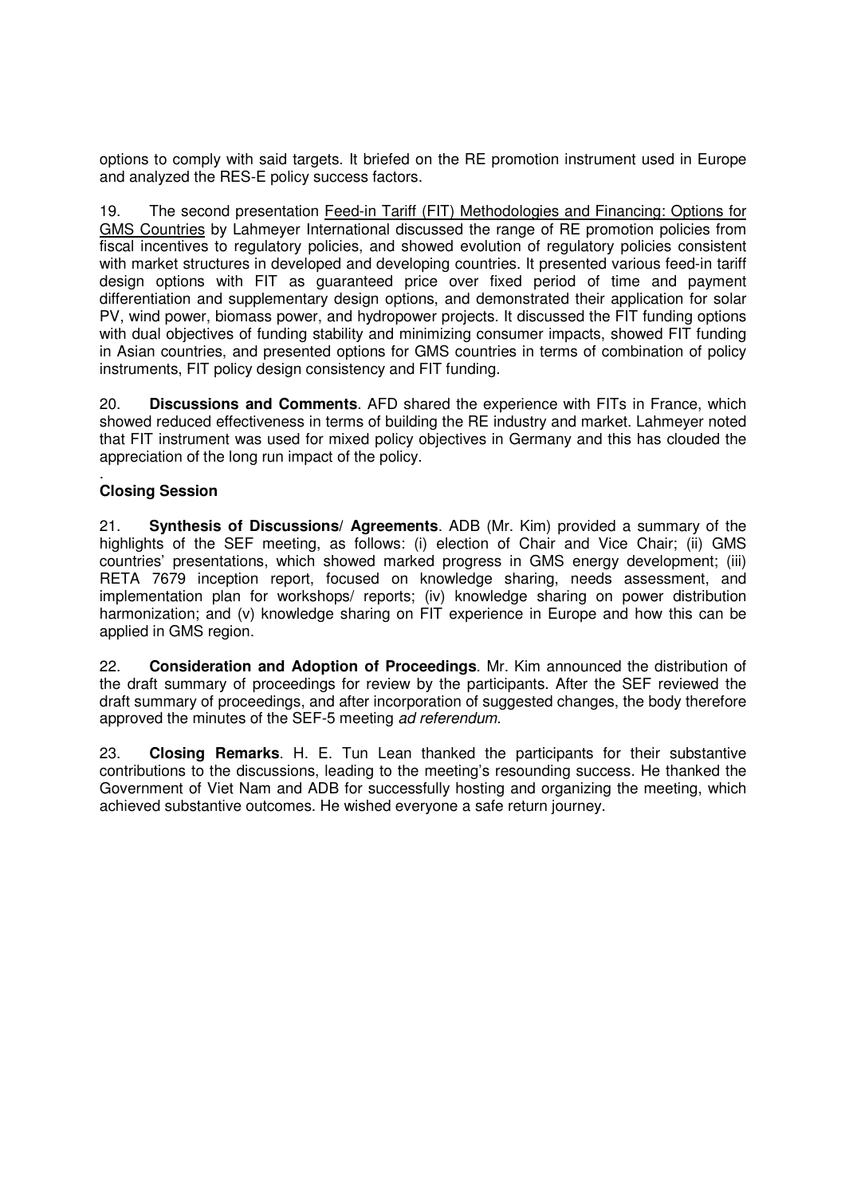options to comply with said targets. It briefed on the RE promotion instrument used in Europe and analyzed the RES-E policy success factors.

19. The second presentation Feed-in Tariff (FIT) Methodologies and Financing: Options for GMS Countries by Lahmeyer International discussed the range of RE promotion policies from fiscal incentives to regulatory policies, and showed evolution of regulatory policies consistent with market structures in developed and developing countries. It presented various feed-in tariff design options with FIT as guaranteed price over fixed period of time and payment differentiation and supplementary design options, and demonstrated their application for solar PV, wind power, biomass power, and hydropower projects. It discussed the FIT funding options with dual objectives of funding stability and minimizing consumer impacts, showed FIT funding in Asian countries, and presented options for GMS countries in terms of combination of policy instruments, FIT policy design consistency and FIT funding.

20. **Discussions and Comments**. AFD shared the experience with FITs in France, which showed reduced effectiveness in terms of building the RE industry and market. Lahmeyer noted that FIT instrument was used for mixed policy objectives in Germany and this has clouded the appreciation of the long run impact of the policy.

.

**Closing Session**

21. **Synthesis of Discussions/ Agreements**. ADB (Mr. Kim) provided a summary of the highlights of the SEF meeting, as follows: (i) election of Chair and Vice Chair; (ii) GMS countries' presentations, which showed marked progress in GMS energy development; (iii) RETA 7679 inception report, focused on knowledge sharing, needs assessment, and implementation plan for workshops/ reports; (iv) knowledge sharing on power distribution harmonization; and (v) knowledge sharing on FIT experience in Europe and how this can be applied in GMS region.

22. **Consideration and Adoption of Proceedings**. Mr. Kim announced the distribution of the draft summary of proceedings for review by the participants. After the SEF reviewed the draft summary of proceedings, and after incorporation of suggested changes, the body therefore approved the minutes of the SEF-5 meeting *ad referendum*.

23. **Closing Remarks**. H. E. Tun Lean thanked the participants for their substantive contributions to the discussions, leading to the meeting's resounding success. He thanked the Government of Viet Nam and ADB for successfully hosting and organizing the meeting, which achieved substantive outcomes. He wished everyone a safe return journey.